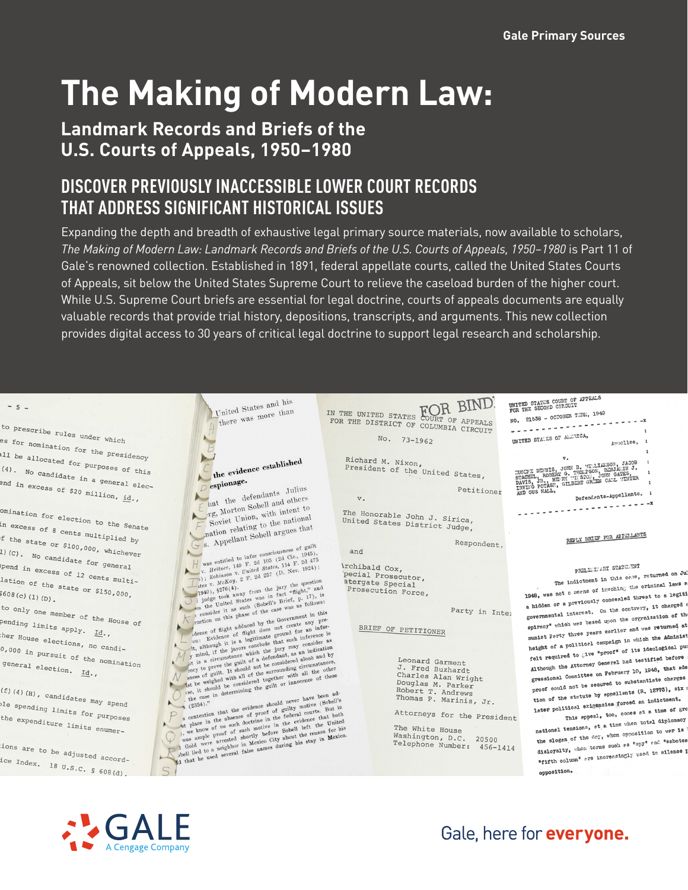Gale Primary Sources

# The Making of Modern Law:

## Landmark Records and Briefs of the U.S. Courts of Appeals, 1950–1980

## DISCOVER PREVIOUSLY INACCESSIBLE LOWER COURT RECORDS THAT ADDRESS SIGNIFICANT HISTORICAL ISSUES

Expanding the depth and breadth of exhaustive legal primary source materials, now available to scholars, *The Making of Modern Law: Landmark Records and Briefs of the U.S. Courts of Appeals, 1950–1980* is Part 11 of Gale's renowned collection. Established in 1891, federal appellate courts, called the United States Courts of Appeals, sit below the United States Supreme Court to relieve the caseload burden of the higher court. While U.S. Supreme Court briefs are essential for legal doctrine, courts of appeals documents are equally valuable records that provide trial history, depositions, transcripts, and arguments. This new collection provides digital access to 30 years of critical legal doctrine to support legal research and scholarship.

GALE
A Cengage Company

Gale, here for **everyone.**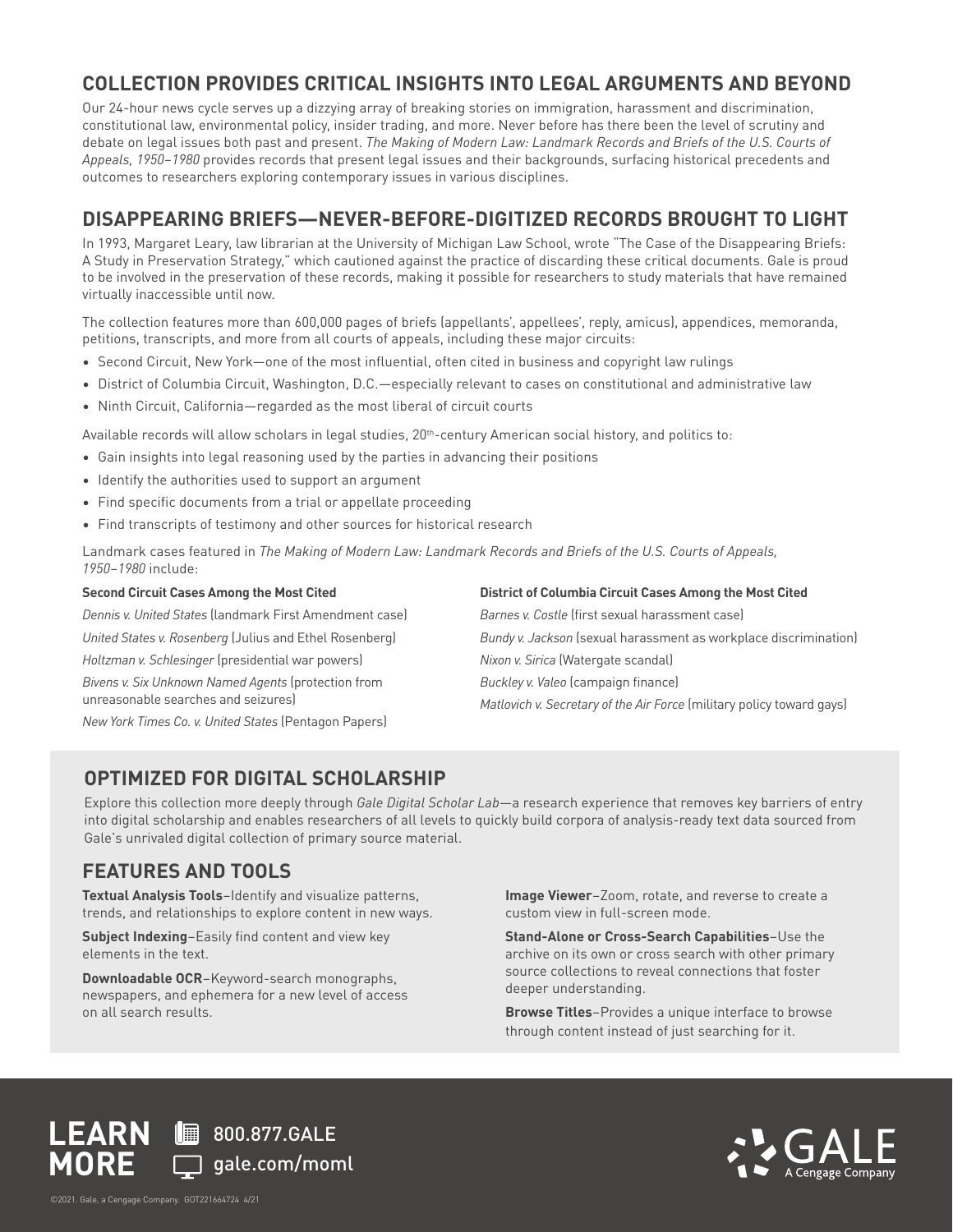## COLLECTION PROVIDES CRITICAL INSIGHTS INTO LEGAL ARGUMENTS AND BEYOND

Our 24-hour news cycle serves up a dizzying array of breaking stories on immigration, harassment and discrimination, constitutional law, environmental policy, insider trading, and more. Never before has there been the level of scrutiny and debate on legal issues both past and present. *The Making of Modern Law: Landmark Records and Briefs of the U.S. Courts of Appeals, 1950–1980* provides records that present legal issues and their backgrounds, surfacing historical precedents and outcomes to researchers exploring contemporary issues in various disciplines.

## DISAPPEARING BRIEFS—NEVER-BEFORE-DIGITIZED RECORDS BROUGHT TO LIGHT

In 1993, Margaret Leary, law librarian at the University of Michigan Law School, wrote "The Case of the Disappearing Briefs: A Study in Preservation Strategy," which cautioned against the practice of discarding these critical documents. Gale is proud to be involved in the preservation of these records, making it possible for researchers to study materials that have remained virtually inaccessible until now.

The collection features more than 600,000 pages of briefs (appellants', appellees', reply, amicus), appendices, memoranda, petitions, transcripts, and more from all courts of appeals, including these major circuits:

- Second Circuit, New York—one of the most influential, often cited in business and copyright law rulings
- District of Columbia Circuit, Washington, D.C.—especially relevant to cases on constitutional and administrative law
- Ninth Circuit, California—regarded as the most liberal of circuit courts

Available records will allow scholars in legal studies, 20th-century American social history, and politics to:

- Gain insights into legal reasoning used by the parties in advancing their positions
- Identify the authorities used to support an argument
- Find specific documents from a trial or appellate proceeding
- Find transcripts of testimony and other sources for historical research

Landmark cases featured in *The Making of Modern Law: Landmark Records and Briefs of the U.S. Courts of Appeals, 1950–1980* include:

**Second Circuit Cases Among the Most Cited**

*Dennis v. United States* (landmark First Amendment case)

*United States v. Rosenberg* (Julius and Ethel Rosenberg)

*Holtzman v. Schlesinger* (presidential war powers)

*Bivens v. Six Unknown Named Agents* (protection from unreasonable searches and seizures)

*New York Times Co. v. United States* (Pentagon Papers)

**District of Columbia Circuit Cases Among the Most Cited**

*Barnes v. Costle* (first sexual harassment case)

*Bundy v. Jackson* (sexual harassment as workplace discrimination)

*Nixon v. Sirica* (Watergate scandal)

*Buckley v. Valeo* (campaign finance)

*Matlovich v. Secretary of the Air Force* (military policy toward gays)

## OPTIMIZED FOR DIGITAL SCHOLARSHIP

Explore this collection more deeply through *Gale Digital Scholar Lab*—a research experience that removes key barriers of entry into digital scholarship and enables researchers of all levels to quickly build corpora of analysis-ready text data sourced from Gale's unrivaled digital collection of primary source material.

## FEATURES AND TOOLS

**Textual Analysis Tools**–Identify and visualize patterns, trends, and relationships to explore content in new ways.

**Subject Indexing**–Easily find content and view key elements in the text.

**Downloadable OCR**–Keyword-search monographs, newspapers, and ephemera for a new level of access on all search results.

**Image Viewer**–Zoom, rotate, and reverse to create a custom view in full-screen mode.

**Stand-Alone or Cross-Search Capabilities**–Use the archive on its own or cross search with other primary source collections to reveal connections that foster deeper understanding.

**Browse Titles**–Provides a unique interface to browse through content instead of just searching for it.

**LEARN MORE**

800.877.GALE

gale.com/moml

GALE A Cengage Company

©2021. Gale, a Cengage Company. GOT221664724 4/21